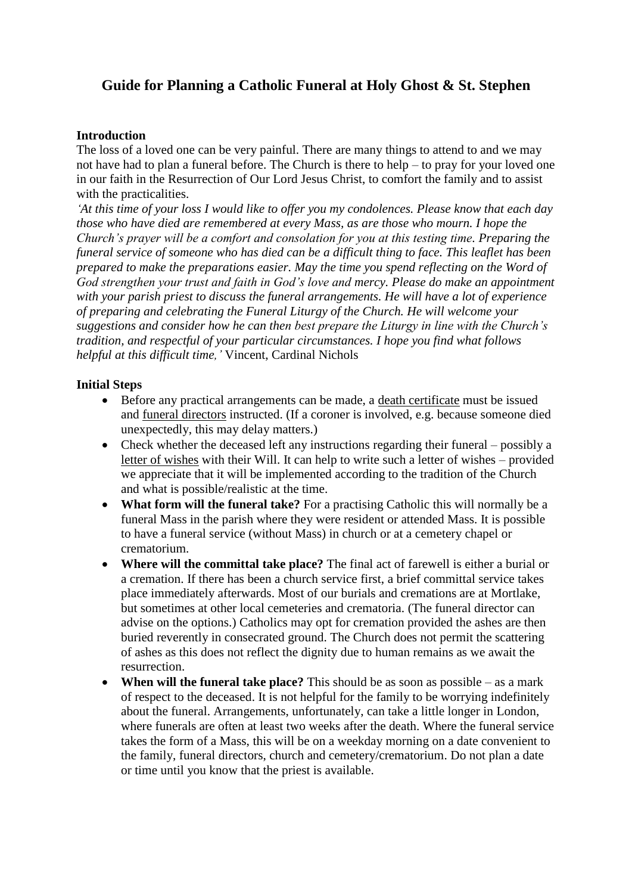# Guide for Planning a Catholic Funeral at Holy Ghost & St. Stephen

**Introduction**

The loss of a loved one can be very painful. There are many things to attend to and we may not have had to plan a funeral before. The Church is there to help – to pray for your loved one in our faith in the Resurrection of Our Lord Jesus Christ, to comfort the family and to assist with the practicalities.

*'At this time of your loss I would like to offer you my condolences. Please know that each day those who have died are remembered at every Mass, as are those who mourn. I hope the Church's prayer will be a comfort and consolation for you at this testing time. Preparing the funeral service of someone who has died can be a difficult thing to face. This leaflet has been prepared to make the preparations easier. May the time you spend reflecting on the Word of God strengthen your trust and faith in God's love and mercy. Please do make an appointment with your parish priest to discuss the funeral arrangements. He will have a lot of experience of preparing and celebrating the Funeral Liturgy of the Church. He will welcome your suggestions and consider how he can then best prepare the Liturgy in line with the Church's tradition, and respectful of your particular circumstances. I hope you find what follows helpful at this difficult time,'* Vincent, Cardinal Nichols

**Initial Steps**

- Before any practical arrangements can be made, a death certificate must be issued and funeral directors instructed. (If a coroner is involved, e.g. because someone died unexpectedly, this may delay matters.)
- Check whether the deceased left any instructions regarding their funeral – possibly a letter of wishes with their Will. It can help to write such a letter of wishes – provided we appreciate that it will be implemented according to the tradition of the Church and what is possible/realistic at the time.
- **What form will the funeral take?** For a practising Catholic this will normally be a funeral Mass in the parish where they were resident or attended Mass. It is possible to have a funeral service (without Mass) in church or at a cemetery chapel or crematorium.
- **Where will the committal take place?** The final act of farewell is either a burial or a cremation. If there has been a church service first, a brief committal service takes place immediately afterwards. Most of our burials and cremations are at Mortlake, but sometimes at other local cemeteries and crematoria. (The funeral director can advise on the options.) Catholics may opt for cremation provided the ashes are then buried reverently in consecrated ground. The Church does not permit the scattering of ashes as this does not reflect the dignity due to human remains as we await the resurrection.
- **When will the funeral take place?** This should be as soon as possible – as a mark of respect to the deceased. It is not helpful for the family to be worrying indefinitely about the funeral. Arrangements, unfortunately, can take a little longer in London, where funerals are often at least two weeks after the death. Where the funeral service takes the form of a Mass, this will be on a weekday morning on a date convenient to the family, funeral directors, church and cemetery/crematorium. Do not plan a date or time until you know that the priest is available.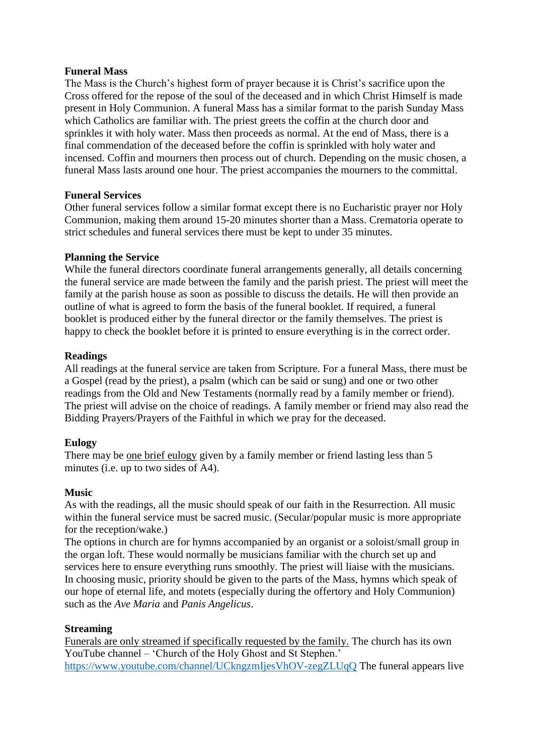**Funeral Mass**
The Mass is the Church's highest form of prayer because it is Christ's sacrifice upon the Cross offered for the repose of the soul of the deceased and in which Christ Himself is made present in Holy Communion. A funeral Mass has a similar format to the parish Sunday Mass which Catholics are familiar with. The priest greets the coffin at the church door and sprinkles it with holy water. Mass then proceeds as normal. At the end of Mass, there is a final commendation of the deceased before the coffin is sprinkled with holy water and incensed. Coffin and mourners then process out of church. Depending on the music chosen, a funeral Mass lasts around one hour. The priest accompanies the mourners to the committal.

**Funeral Services**
Other funeral services follow a similar format except there is no Eucharistic prayer nor Holy Communion, making them around 15-20 minutes shorter than a Mass. Crematoria operate to strict schedules and funeral services there must be kept to under 35 minutes.

**Planning the Service**
While the funeral directors coordinate funeral arrangements generally, all details concerning the funeral service are made between the family and the parish priest. The priest will meet the family at the parish house as soon as possible to discuss the details. He will then provide an outline of what is agreed to form the basis of the funeral booklet. If required, a funeral booklet is produced either by the funeral director or the family themselves. The priest is happy to check the booklet before it is printed to ensure everything is in the correct order.

**Readings**
All readings at the funeral service are taken from Scripture. For a funeral Mass, there must be a Gospel (read by the priest), a psalm (which can be said or sung) and one or two other readings from the Old and New Testaments (normally read by a family member or friend). The priest will advise on the choice of readings. A family member or friend may also read the Bidding Prayers/Prayers of the Faithful in which we pray for the deceased.

**Eulogy**
There may be one brief eulogy given by a family member or friend lasting less than 5 minutes (i.e. up to two sides of A4).

**Music**
As with the readings, all the music should speak of our faith in the Resurrection. All music within the funeral service must be sacred music. (Secular/popular music is more appropriate for the reception/wake.)
The options in church are for hymns accompanied by an organist or a soloist/small group in the organ loft. These would normally be musicians familiar with the church set up and services here to ensure everything runs smoothly. The priest will liaise with the musicians. In choosing music, priority should be given to the parts of the Mass, hymns which speak of our hope of eternal life, and motets (especially during the offertory and Holy Communion) such as the *Ave Maria* and *Panis Angelicus*.

**Streaming**
Funerals are only streamed if specifically requested by the family. The church has its own YouTube channel – 'Church of the Holy Ghost and St Stephen.' https://www.youtube.com/channel/UCkngzmIjesVhOV-zegZLUqQ The funeral appears live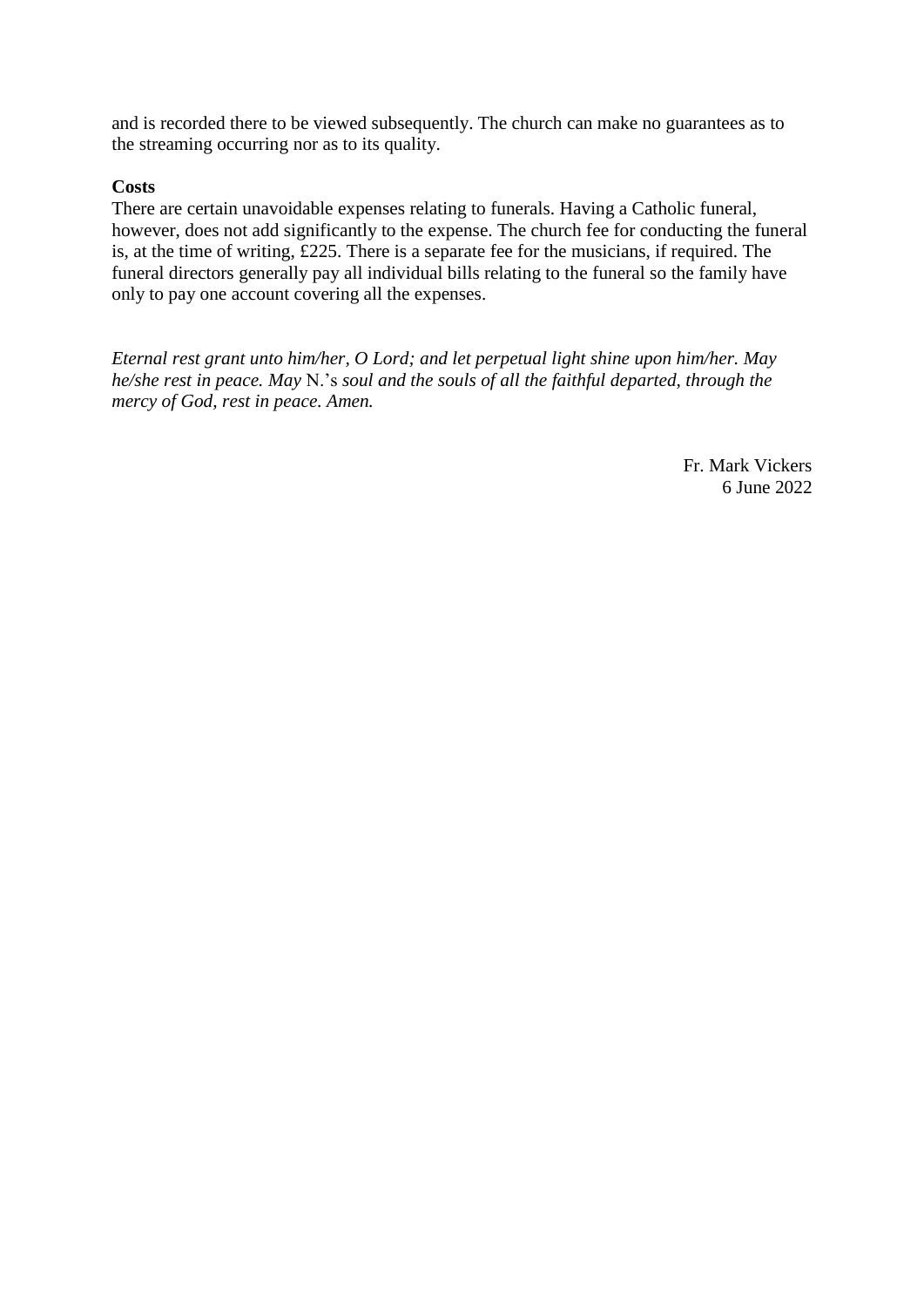and is recorded there to be viewed subsequently. The church can make no guarantees as to the streaming occurring nor as to its quality.

**Costs**

There are certain unavoidable expenses relating to funerals. Having a Catholic funeral, however, does not add significantly to the expense. The church fee for conducting the funeral is, at the time of writing, £225. There is a separate fee for the musicians, if required. The funeral directors generally pay all individual bills relating to the funeral so the family have only to pay one account covering all the expenses.

*Eternal rest grant unto him/her, O Lord; and let perpetual light shine upon him/her. May he/she rest in peace. May* N.'s *soul and the souls of all the faithful departed, through the mercy of God, rest in peace. Amen.*

Fr. Mark Vickers
6 June 2022